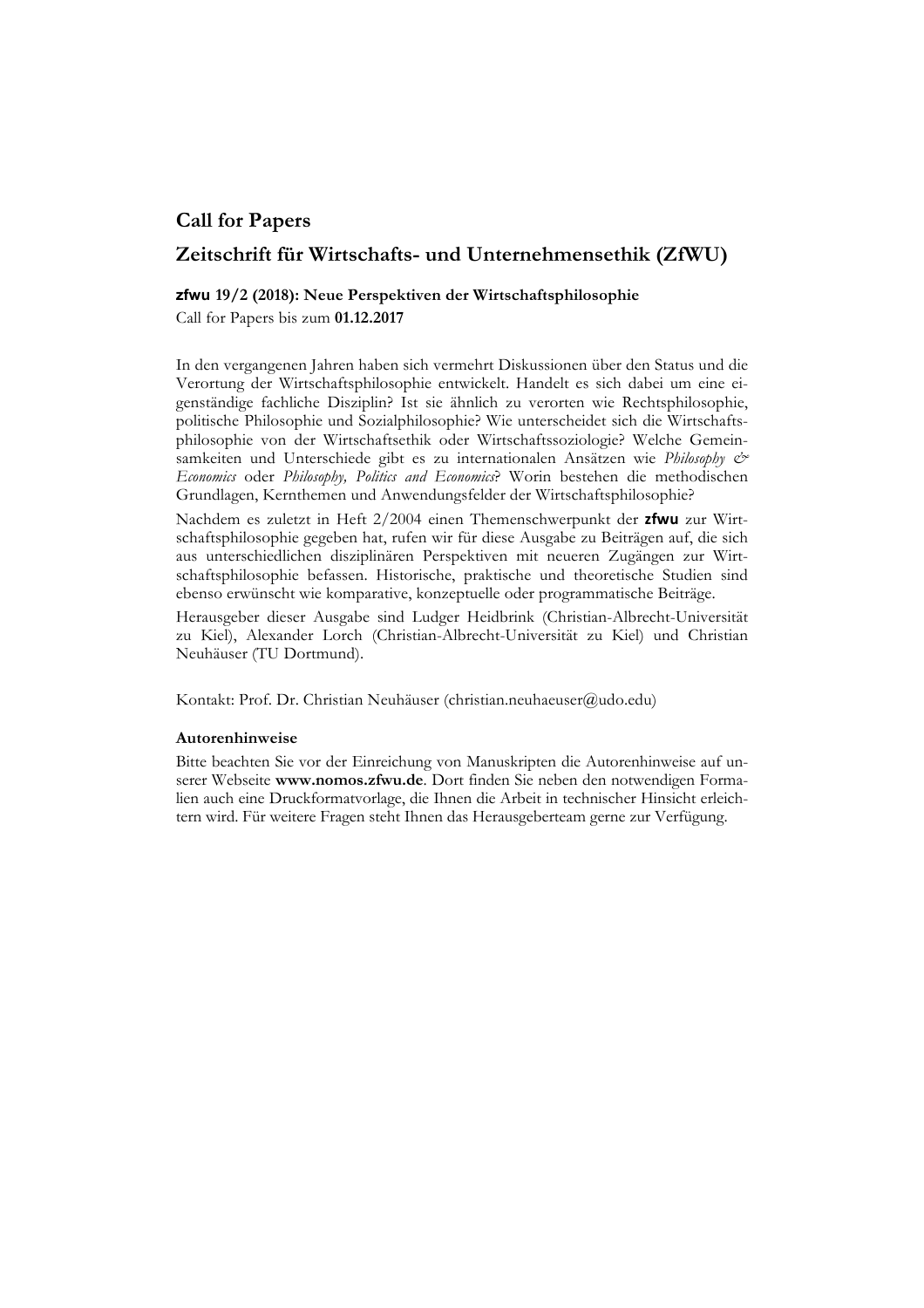## Call for Papers

## Zeitschrift für Wirtschafts- und Unternehmensethik (ZfWU)

**zfwu 19/2 (2018): Neue Perspektiven der Wirtschaftsphilosophie**

Call for Papers bis zum **01.12.2017**

In den vergangenen Jahren haben sich vermehrt Diskussionen über den Status und die Verortung der Wirtschaftsphilosophie entwickelt. Handelt es sich dabei um eine eigenständige fachliche Disziplin? Ist sie ähnlich zu verorten wie Rechtsphilosophie, politische Philosophie und Sozialphilosophie? Wie unterscheidet sich die Wirtschaftsphilosophie von der Wirtschaftsethik oder Wirtschaftssoziologie? Welche Gemeinsamkeiten und Unterschiede gibt es zu internationalen Ansätzen wie *Philosophy & Economics* oder *Philosophy, Politics and Economics*? Worin bestehen die methodischen Grundlagen, Kernthemen und Anwendungsfelder der Wirtschaftsphilosophie?

Nachdem es zuletzt in Heft 2/2004 einen Themenschwerpunkt der **zfwu** zur Wirtschaftsphilosophie gegeben hat, rufen wir für diese Ausgabe zu Beiträgen auf, die sich aus unterschiedlichen disziplinären Perspektiven mit neueren Zugängen zur Wirtschaftsphilosophie befassen. Historische, praktische und theoretische Studien sind ebenso erwünscht wie komparative, konzeptuelle oder programmatische Beiträge.

Herausgeber dieser Ausgabe sind Ludger Heidbrink (Christian-Albrecht-Universität zu Kiel), Alexander Lorch (Christian-Albrecht-Universität zu Kiel) und Christian Neuhäuser (TU Dortmund).

Kontakt: Prof. Dr. Christian Neuhäuser (christian.neuhaeuser@udo.edu)

**Autorenhinweise**

Bitte beachten Sie vor der Einreichung von Manuskripten die Autorenhinweise auf unserer Webseite **www.nomos.zfwu.de**. Dort finden Sie neben den notwendigen Formalien auch eine Druckformatvorlage, die Ihnen die Arbeit in technischer Hinsicht erleichtern wird. Für weitere Fragen steht Ihnen das Herausgeberteam gerne zur Verfügung.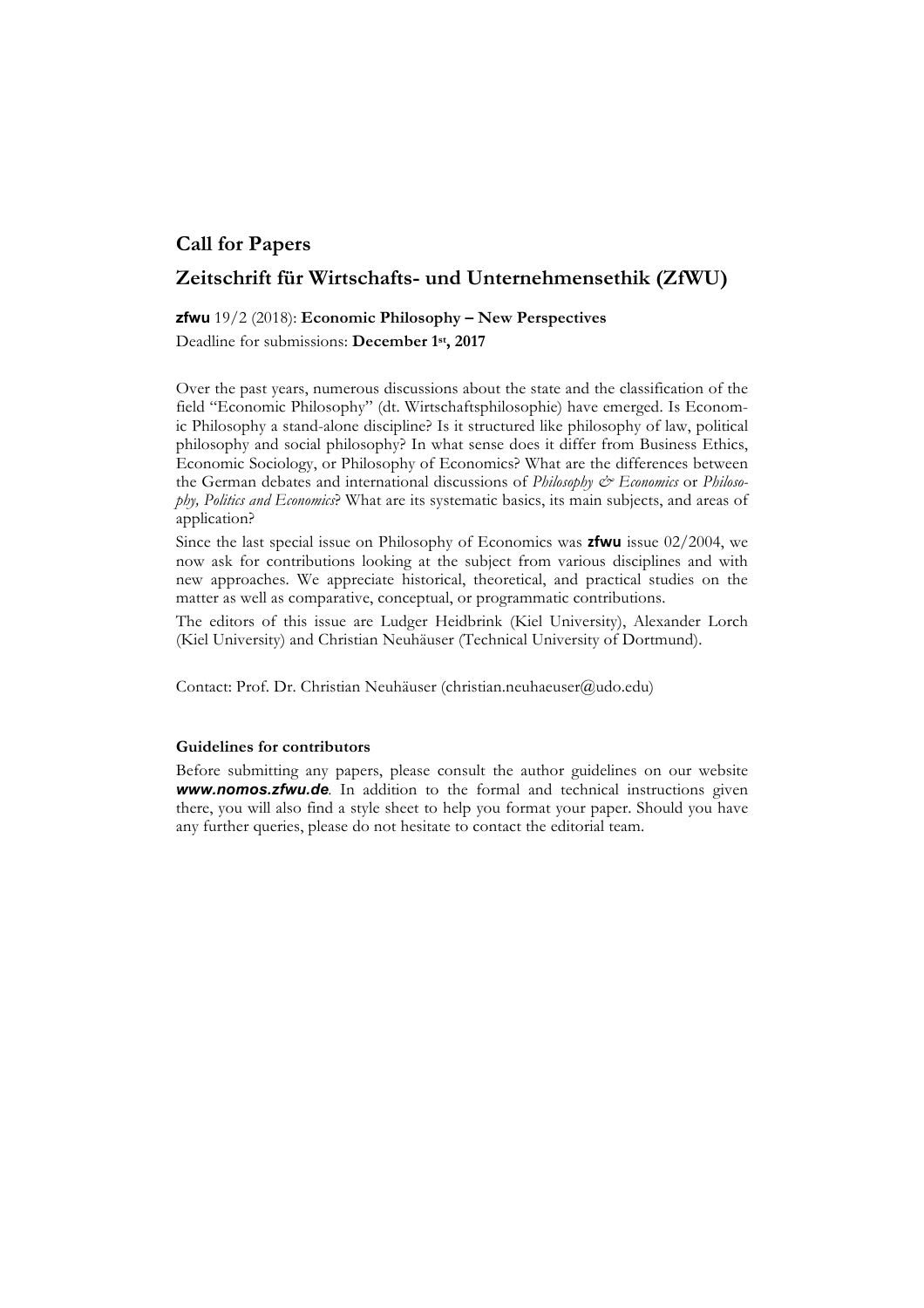# Call for Papers

## Zeitschrift für Wirtschafts- und Unternehmensethik (ZfWU)

**zfwu** 19/2 (2018): **Economic Philosophy – New Perspectives**

Deadline for submissions: **December 1st, 2017**

Over the past years, numerous discussions about the state and the classification of the field "Economic Philosophy" (dt. Wirtschaftsphilosophie) have emerged. Is Economic Philosophy a stand-alone discipline? Is it structured like philosophy of law, political philosophy and social philosophy? In what sense does it differ from Business Ethics, Economic Sociology, or Philosophy of Economics? What are the differences between the German debates and international discussions of *Philosophy & Economics* or *Philosophy, Politics and Economics*? What are its systematic basics, its main subjects, and areas of application?

Since the last special issue on Philosophy of Economics was **zfwu** issue 02/2004, we now ask for contributions looking at the subject from various disciplines and with new approaches. We appreciate historical, theoretical, and practical studies on the matter as well as comparative, conceptual, or programmatic contributions.

The editors of this issue are Ludger Heidbrink (Kiel University), Alexander Lorch (Kiel University) and Christian Neuhäuser (Technical University of Dortmund).

Contact: Prof. Dr. Christian Neuhäuser (christian.neuhaeuser@udo.edu)

### Guidelines for contributors

Before submitting any papers, please consult the author guidelines on our website ***www.nomos.zfwu.de***. In addition to the formal and technical instructions given there, you will also find a style sheet to help you format your paper. Should you have any further queries, please do not hesitate to contact the editorial team.